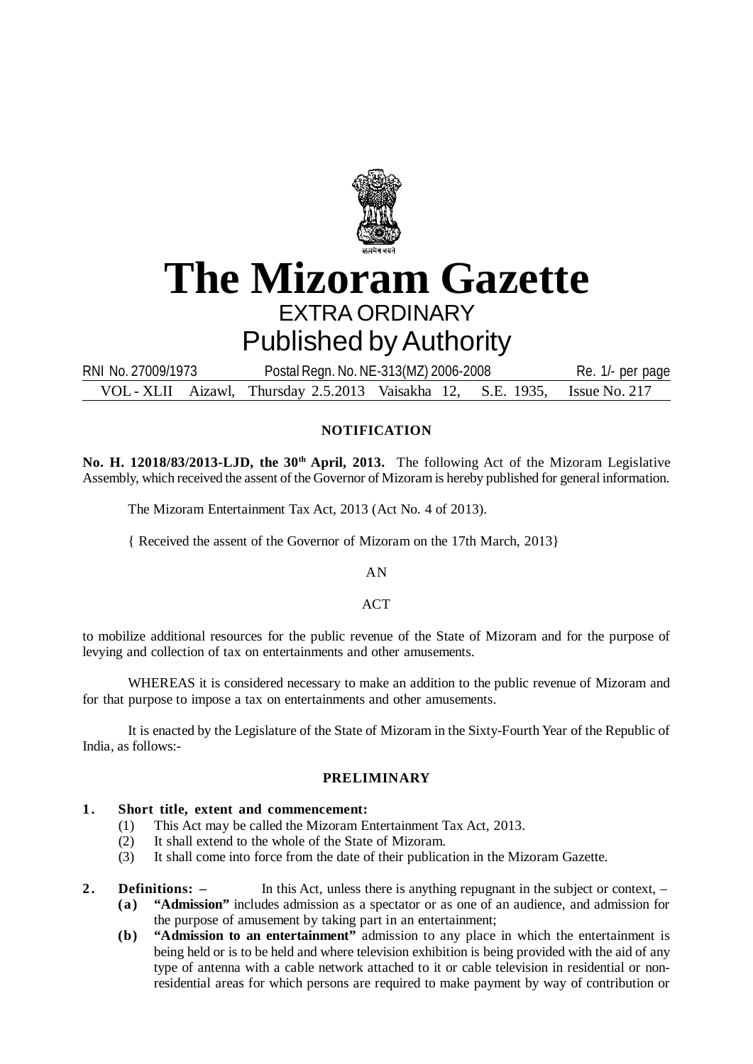# The Mizoram Gazette

EXTRA ORDINARY

Published by Authority

RNI No. 27009/1973 &nbsp;&nbsp;&nbsp; Postal Regn. No. NE-313(MZ) 2006-2008 &nbsp;&nbsp;&nbsp; Re. 1/- per page

VOL - XLII &nbsp; Aizawl, &nbsp; Thursday 2.5.2013 &nbsp; Vaisakha 12, &nbsp; S.E. 1935, &nbsp; Issue No. 217

## NOTIFICATION

**No. H. 12018/83/2013-LJD, the 30th April, 2013.** The following Act of the Mizoram Legislative Assembly, which received the assent of the Governor of Mizoram is hereby published for general information.

The Mizoram Entertainment Tax Act, 2013 (Act No. 4 of 2013).

{ Received the assent of the Governor of Mizoram on the 17th March, 2013}

AN

ACT

to mobilize additional resources for the public revenue of the State of Mizoram and for the purpose of levying and collection of tax on entertainments and other amusements.

WHEREAS it is considered necessary to make an addition to the public revenue of Mizoram and for that purpose to impose a tax on entertainments and other amusements.

It is enacted by the Legislature of the State of Mizoram in the Sixty-Fourth Year of the Republic of India, as follows:-

## PRELIMINARY

**1. Short title, extent and commencement:**

(1) This Act may be called the Mizoram Entertainment Tax Act, 2013.

(2) It shall extend to the whole of the State of Mizoram.

(3) It shall come into force from the date of their publication in the Mizoram Gazette.

**2. Definitions: –** In this Act, unless there is anything repugnant in the subject or context, –

**(a)** **"Admission"** includes admission as a spectator or as one of an audience, and admission for the purpose of amusement by taking part in an entertainment;

**(b)** **"Admission to an entertainment"** admission to any place in which the entertainment is being held or is to be held and where television exhibition is being provided with the aid of any type of antenna with a cable network attached to it or cable television in residential or non-residential areas for which persons are required to make payment by way of contribution or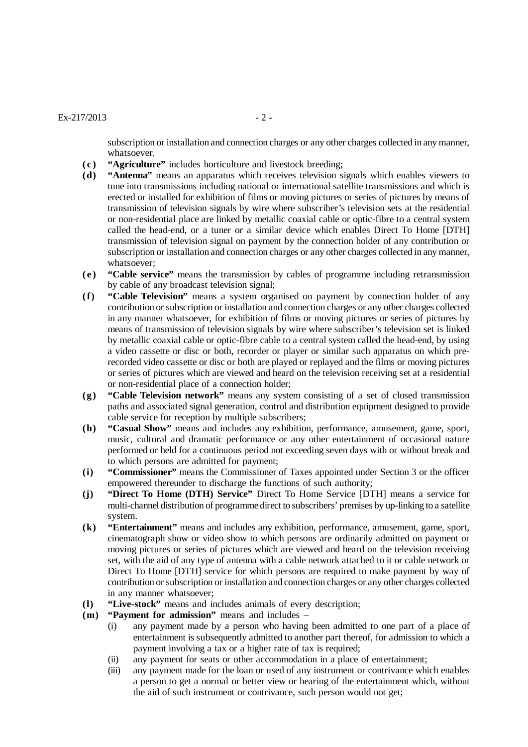subscription or installation and connection charges or any other charges collected in any manner, whatsoever.

- **(c)** **"Agriculture"** includes horticulture and livestock breeding;
- **(d)** **"Antenna"** means an apparatus which receives television signals which enables viewers to tune into transmissions including national or international satellite transmissions and which is erected or installed for exhibition of films or moving pictures or series of pictures by means of transmission of television signals by wire where subscriber's television sets at the residential or non-residential place are linked by metallic coaxial cable or optic-fibre to a central system called the head-end, or a tuner or a similar device which enables Direct To Home [DTH] transmission of television signal on payment by the connection holder of any contribution or subscription or installation and connection charges or any other charges collected in any manner, whatsoever;
- **(e)** **"Cable service"** means the transmission by cables of programme including retransmission by cable of any broadcast television signal;
- **(f)** **"Cable Television"** means a system organised on payment by connection holder of any contribution or subscription or installation and connection charges or any other charges collected in any manner whatsoever, for exhibition of films or moving pictures or series of pictures by means of transmission of television signals by wire where subscriber's television set is linked by metallic coaxial cable or optic-fibre cable to a central system called the head-end, by using a video cassette or disc or both, recorder or player or similar such apparatus on which pre-recorded video cassette or disc or both are played or replayed and the films or moving pictures or series of pictures which are viewed and heard on the television receiving set at a residential or non-residential place of a connection holder;
- **(g)** **"Cable Television network"** means any system consisting of a set of closed transmission paths and associated signal generation, control and distribution equipment designed to provide cable service for reception by multiple subscribers;
- **(h)** **"Casual Show"** means and includes any exhibition, performance, amusement, game, sport, music, cultural and dramatic performance or any other entertainment of occasional nature performed or held for a continuous period not exceeding seven days with or without break and to which persons are admitted for payment;
- **(i)** **"Commissioner"** means the Commissioner of Taxes appointed under Section 3 or the officer empowered thereunder to discharge the functions of such authority;
- **(j)** **"Direct To Home (DTH) Service"** Direct To Home Service [DTH] means a service for multi-channel distribution of programme direct to subscribers' premises by up-linking to a satellite system.
- **(k)** **"Entertainment"** means and includes any exhibition, performance, amusement, game, sport, cinematograph show or video show to which persons are ordinarily admitted on payment or moving pictures or series of pictures which are viewed and heard on the television receiving set, with the aid of any type of antenna with a cable network attached to it or cable network or Direct To Home [DTH] service for which persons are required to make payment by way of contribution or subscription or installation and connection charges or any other charges collected in any manner whatsoever;
- **(l)** **"Live-stock"** means and includes animals of every description;
- **(m)** **"Payment for admission"** means and includes –
  - (i) any payment made by a person who having been admitted to one part of a place of entertainment is subsequently admitted to another part thereof, for admission to which a payment involving a tax or a higher rate of tax is required;
  - (ii) any payment for seats or other accommodation in a place of entertainment;
  - (iii) any payment made for the loan or used of any instrument or contrivance which enables a person to get a normal or better view or hearing of the entertainment which, without the aid of such instrument or contrivance, such person would not get;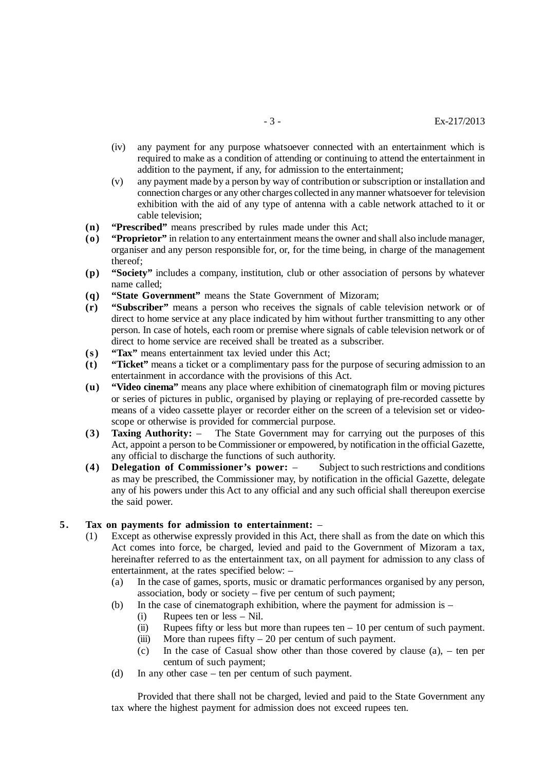(iv) any payment for any purpose whatsoever connected with an entertainment which is required to make as a condition of attending or continuing to attend the entertainment in addition to the payment, if any, for admission to the entertainment;

(v) any payment made by a person by way of contribution or subscription or installation and connection charges or any other charges collected in any manner whatsoever for television exhibition with the aid of any type of antenna with a cable network attached to it or cable television;

**(n)** **"Prescribed"** means prescribed by rules made under this Act;

**(o)** **"Proprietor"** in relation to any entertainment means the owner and shall also include manager, organiser and any person responsible for, or, for the time being, in charge of the management thereof;

**(p)** **"Society"** includes a company, institution, club or other association of persons by whatever name called;

**(q)** **"State Government"** means the State Government of Mizoram;

**(r)** **"Subscriber"** means a person who receives the signals of cable television network or of direct to home service at any place indicated by him without further transmitting to any other person. In case of hotels, each room or premise where signals of cable television network or of direct to home service are received shall be treated as a subscriber.

**(s)** **"Tax"** means entertainment tax levied under this Act;

**(t)** **"Ticket"** means a ticket or a complimentary pass for the purpose of securing admission to an entertainment in accordance with the provisions of this Act.

**(u)** **"Video cinema"** means any place where exhibition of cinematograph film or moving pictures or series of pictures in public, organised by playing or replaying of pre-recorded cassette by means of a video cassette player or recorder either on the screen of a television set or video-scope or otherwise is provided for commercial purpose.

**(3)** **Taxing Authority:** – The State Government may for carrying out the purposes of this Act, appoint a person to be Commissioner or empowered, by notification in the official Gazette, any official to discharge the functions of such authority.

**(4)** **Delegation of Commissioner's power:** – Subject to such restrictions and conditions as may be prescribed, the Commissioner may, by notification in the official Gazette, delegate any of his powers under this Act to any official and any such official shall thereupon exercise the said power.

**5. Tax on payments for admission to entertainment:** –

(1) Except as otherwise expressly provided in this Act, there shall as from the date on which this Act comes into force, be charged, levied and paid to the Government of Mizoram a tax, hereinafter referred to as the entertainment tax, on all payment for admission to any class of entertainment, at the rates specified below: –

(a) In the case of games, sports, music or dramatic performances organised by any person, association, body or society – five per centum of such payment;

(b) In the case of cinematograph exhibition, where the payment for admission is –

(i) Rupees ten or less – Nil.

(ii) Rupees fifty or less but more than rupees ten – 10 per centum of such payment.

(iii) More than rupees fifty – 20 per centum of such payment.

(c) In the case of Casual show other than those covered by clause (a), – ten per centum of such payment;

(d) In any other case – ten per centum of such payment.

Provided that there shall not be charged, levied and paid to the State Government any tax where the highest payment for admission does not exceed rupees ten.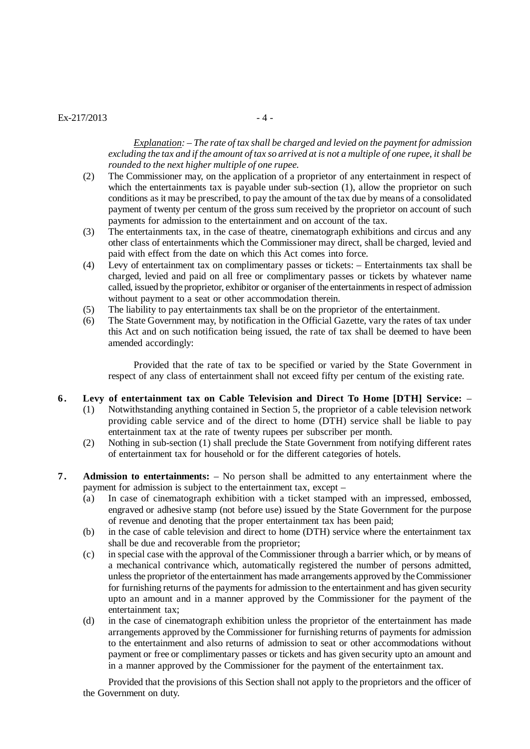*Explanation: – The rate of tax shall be charged and levied on the payment for admission excluding the tax and if the amount of tax so arrived at is not a multiple of one rupee, it shall be rounded to the next higher multiple of one rupee.*

(2) The Commissioner may, on the application of a proprietor of any entertainment in respect of which the entertainments tax is payable under sub-section (1), allow the proprietor on such conditions as it may be prescribed, to pay the amount of the tax due by means of a consolidated payment of twenty per centum of the gross sum received by the proprietor on account of such payments for admission to the entertainment and on account of the tax.

(3) The entertainments tax, in the case of theatre, cinematograph exhibitions and circus and any other class of entertainments which the Commissioner may direct, shall be charged, levied and paid with effect from the date on which this Act comes into force.

(4) Levy of entertainment tax on complimentary passes or tickets: – Entertainments tax shall be charged, levied and paid on all free or complimentary passes or tickets by whatever name called, issued by the proprietor, exhibitor or organiser of the entertainments in respect of admission without payment to a seat or other accommodation therein.

(5) The liability to pay entertainments tax shall be on the proprietor of the entertainment.

(6) The State Government may, by notification in the Official Gazette, vary the rates of tax under this Act and on such notification being issued, the rate of tax shall be deemed to have been amended accordingly:

Provided that the rate of tax to be specified or varied by the State Government in respect of any class of entertainment shall not exceed fifty per centum of the existing rate.

**6. Levy of entertainment tax on Cable Television and Direct To Home [DTH] Service:** –

(1) Notwithstanding anything contained in Section 5, the proprietor of a cable television network providing cable service and of the direct to home (DTH) service shall be liable to pay entertainment tax at the rate of twenty rupees per subscriber per month.

(2) Nothing in sub-section (1) shall preclude the State Government from notifying different rates of entertainment tax for household or for the different categories of hotels.

**7. Admission to entertainments:** – No person shall be admitted to any entertainment where the payment for admission is subject to the entertainment tax, except –

(a) In case of cinematograph exhibition with a ticket stamped with an impressed, embossed, engraved or adhesive stamp (not before use) issued by the State Government for the purpose of revenue and denoting that the proper entertainment tax has been paid;

(b) in the case of cable television and direct to home (DTH) service where the entertainment tax shall be due and recoverable from the proprietor;

(c) in special case with the approval of the Commissioner through a barrier which, or by means of a mechanical contrivance which, automatically registered the number of persons admitted, unless the proprietor of the entertainment has made arrangements approved by the Commissioner for furnishing returns of the payments for admission to the entertainment and has given security upto an amount and in a manner approved by the Commissioner for the payment of the entertainment tax;

(d) in the case of cinematograph exhibition unless the proprietor of the entertainment has made arrangements approved by the Commissioner for furnishing returns of payments for admission to the entertainment and also returns of admission to seat or other accommodations without payment or free or complimentary passes or tickets and has given security upto an amount and in a manner approved by the Commissioner for the payment of the entertainment tax.

Provided that the provisions of this Section shall not apply to the proprietors and the officer of the Government on duty.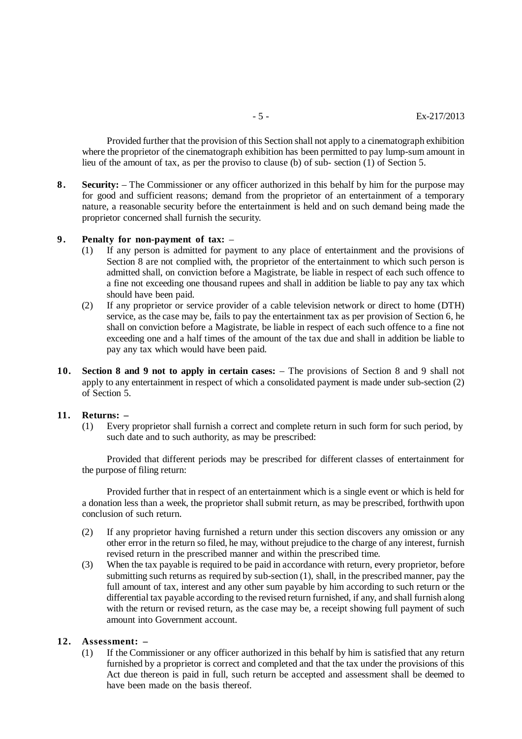Provided further that the provision of this Section shall not apply to a cinematograph exhibition where the proprietor of the cinematograph exhibition has been permitted to pay lump-sum amount in lieu of the amount of tax, as per the proviso to clause (b) of sub- section (1) of Section 5.

**8. Security:** – The Commissioner or any officer authorized in this behalf by him for the purpose may for good and sufficient reasons; demand from the proprietor of an entertainment of a temporary nature, a reasonable security before the entertainment is held and on such demand being made the proprietor concerned shall furnish the security.

**9. Penalty for non-payment of tax:** –

(1) If any person is admitted for payment to any place of entertainment and the provisions of Section 8 are not complied with, the proprietor of the entertainment to which such person is admitted shall, on conviction before a Magistrate, be liable in respect of each such offence to a fine not exceeding one thousand rupees and shall in addition be liable to pay any tax which should have been paid.

(2) If any proprietor or service provider of a cable television network or direct to home (DTH) service, as the case may be, fails to pay the entertainment tax as per provision of Section 6, he shall on conviction before a Magistrate, be liable in respect of each such offence to a fine not exceeding one and a half times of the amount of the tax due and shall in addition be liable to pay any tax which would have been paid.

**10. Section 8 and 9 not to apply in certain cases:** – The provisions of Section 8 and 9 shall not apply to any entertainment in respect of which a consolidated payment is made under sub-section (2) of Section 5.

**11. Returns:** –

(1) Every proprietor shall furnish a correct and complete return in such form for such period, by such date and to such authority, as may be prescribed:

Provided that different periods may be prescribed for different classes of entertainment for the purpose of filing return:

Provided further that in respect of an entertainment which is a single event or which is held for a donation less than a week, the proprietor shall submit return, as may be prescribed, forthwith upon conclusion of such return.

(2) If any proprietor having furnished a return under this section discovers any omission or any other error in the return so filed, he may, without prejudice to the charge of any interest, furnish revised return in the prescribed manner and within the prescribed time.

(3) When the tax payable is required to be paid in accordance with return, every proprietor, before submitting such returns as required by sub-section (1), shall, in the prescribed manner, pay the full amount of tax, interest and any other sum payable by him according to such return or the differential tax payable according to the revised return furnished, if any, and shall furnish along with the return or revised return, as the case may be, a receipt showing full payment of such amount into Government account.

**12. Assessment:** –

(1) If the Commissioner or any officer authorized in this behalf by him is satisfied that any return furnished by a proprietor is correct and completed and that the tax under the provisions of this Act due thereon is paid in full, such return be accepted and assessment shall be deemed to have been made on the basis thereof.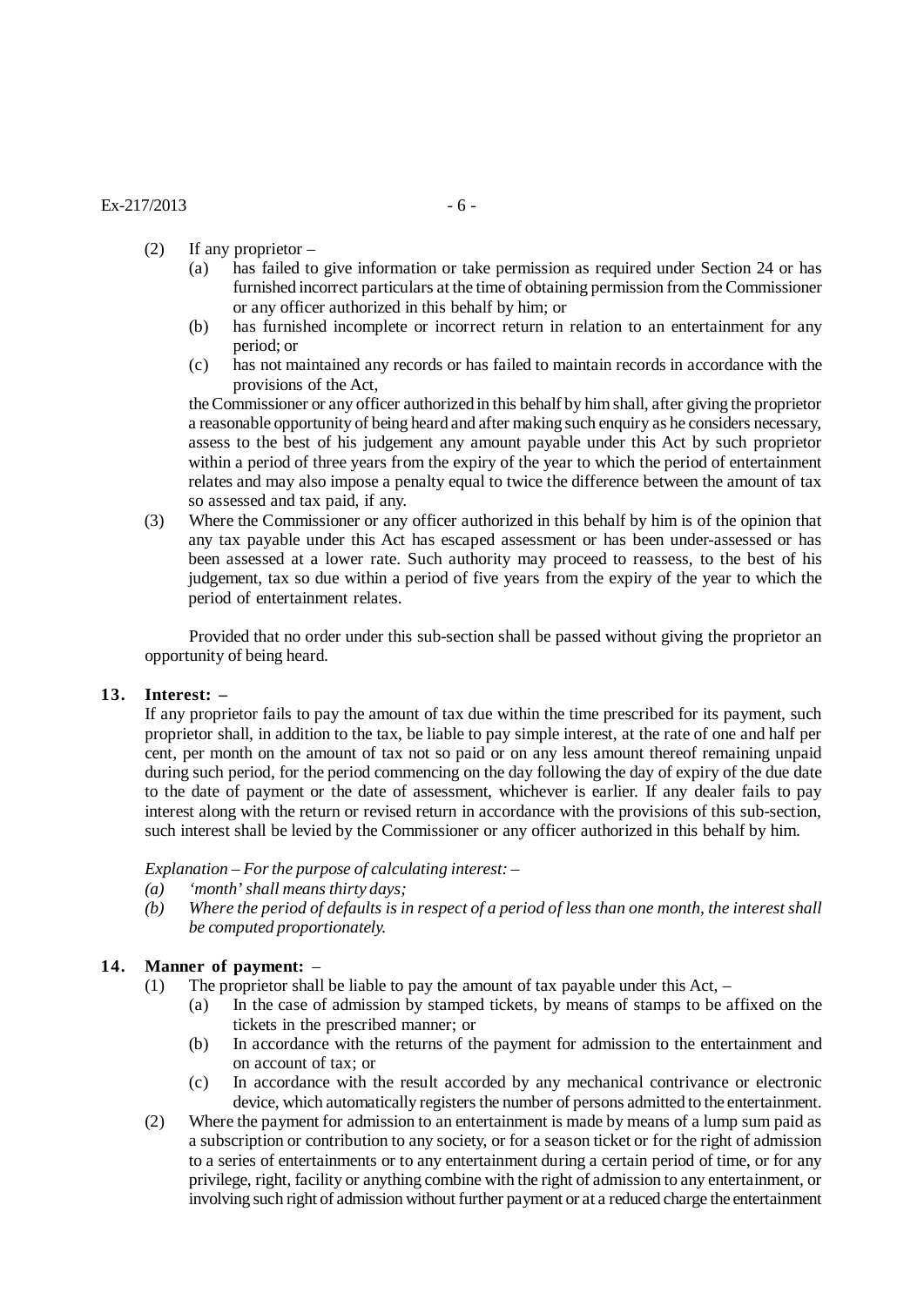(2) If any proprietor –

   (a) has failed to give information or take permission as required under Section 24 or has furnished incorrect particulars at the time of obtaining permission from the Commissioner or any officer authorized in this behalf by him; or

   (b) has furnished incomplete or incorrect return in relation to an entertainment for any period; or

   (c) has not maintained any records or has failed to maintain records in accordance with the provisions of the Act,

   the Commissioner or any officer authorized in this behalf by him shall, after giving the proprietor a reasonable opportunity of being heard and after making such enquiry as he considers necessary, assess to the best of his judgement any amount payable under this Act by such proprietor within a period of three years from the expiry of the year to which the period of entertainment relates and may also impose a penalty equal to twice the difference between the amount of tax so assessed and tax paid, if any.

(3) Where the Commissioner or any officer authorized in this behalf by him is of the opinion that any tax payable under this Act has escaped assessment or has been under-assessed or has been assessed at a lower rate. Such authority may proceed to reassess, to the best of his judgement, tax so due within a period of five years from the expiry of the year to which the period of entertainment relates.

Provided that no order under this sub-section shall be passed without giving the proprietor an opportunity of being heard.

**13. Interest: –**

If any proprietor fails to pay the amount of tax due within the time prescribed for its payment, such proprietor shall, in addition to the tax, be liable to pay simple interest, at the rate of one and half per cent, per month on the amount of tax not so paid or on any less amount thereof remaining unpaid during such period, for the period commencing on the day following the day of expiry of the due date to the date of payment or the date of assessment, whichever is earlier. If any dealer fails to pay interest along with the return or revised return in accordance with the provisions of this sub-section, such interest shall be levied by the Commissioner or any officer authorized in this behalf by him.

*Explanation – For the purpose of calculating interest: –*

*(a) 'month' shall means thirty days;*

*(b) Where the period of defaults is in respect of a period of less than one month, the interest shall be computed proportionately.*

**14. Manner of payment:** –

(1) The proprietor shall be liable to pay the amount of tax payable under this Act, –

   (a) In the case of admission by stamped tickets, by means of stamps to be affixed on the tickets in the prescribed manner; or

   (b) In accordance with the returns of the payment for admission to the entertainment and on account of tax; or

   (c) In accordance with the result accorded by any mechanical contrivance or electronic device, which automatically registers the number of persons admitted to the entertainment.

(2) Where the payment for admission to an entertainment is made by means of a lump sum paid as a subscription or contribution to any society, or for a season ticket or for the right of admission to a series of entertainments or to any entertainment during a certain period of time, or for any privilege, right, facility or anything combine with the right of admission to any entertainment, or involving such right of admission without further payment or at a reduced charge the entertainment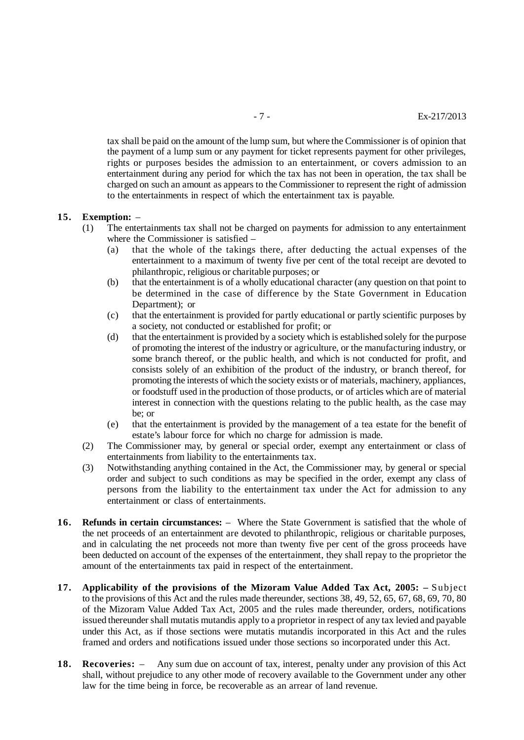tax shall be paid on the amount of the lump sum, but where the Commissioner is of opinion that the payment of a lump sum or any payment for ticket represents payment for other privileges, rights or purposes besides the admission to an entertainment, or covers admission to an entertainment during any period for which the tax has not been in operation, the tax shall be charged on such an amount as appears to the Commissioner to represent the right of admission to the entertainments in respect of which the entertainment tax is payable.

**15. Exemption:** –

(1) The entertainments tax shall not be charged on payments for admission to any entertainment where the Commissioner is satisfied –

(a) that the whole of the takings there, after deducting the actual expenses of the entertainment to a maximum of twenty five per cent of the total receipt are devoted to philanthropic, religious or charitable purposes; or

(b) that the entertainment is of a wholly educational character (any question on that point to be determined in the case of difference by the State Government in Education Department); or

(c) that the entertainment is provided for partly educational or partly scientific purposes by a society, not conducted or established for profit; or

(d) that the entertainment is provided by a society which is established solely for the purpose of promoting the interest of the industry or agriculture, or the manufacturing industry, or some branch thereof, or the public health, and which is not conducted for profit, and consists solely of an exhibition of the product of the industry, or branch thereof, for promoting the interests of which the society exists or of materials, machinery, appliances, or foodstuff used in the production of those products, or of articles which are of material interest in connection with the questions relating to the public health, as the case may be; or

(e) that the entertainment is provided by the management of a tea estate for the benefit of estate's labour force for which no charge for admission is made.

(2) The Commissioner may, by general or special order, exempt any entertainment or class of entertainments from liability to the entertainments tax.

(3) Notwithstanding anything contained in the Act, the Commissioner may, by general or special order and subject to such conditions as may be specified in the order, exempt any class of persons from the liability to the entertainment tax under the Act for admission to any entertainment or class of entertainments.

**16. Refunds in certain circumstances:** – Where the State Government is satisfied that the whole of the net proceeds of an entertainment are devoted to philanthropic, religious or charitable purposes, and in calculating the net proceeds not more than twenty five per cent of the gross proceeds have been deducted on account of the expenses of the entertainment, they shall repay to the proprietor the amount of the entertainments tax paid in respect of the entertainment.

**17. Applicability of the provisions of the Mizoram Value Added Tax Act, 2005:** – Subject to the provisions of this Act and the rules made thereunder, sections 38, 49, 52, 65, 67, 68, 69, 70, 80 of the Mizoram Value Added Tax Act, 2005 and the rules made thereunder, orders, notifications issued thereunder shall mutatis mutandis apply to a proprietor in respect of any tax levied and payable under this Act, as if those sections were mutatis mutandis incorporated in this Act and the rules framed and orders and notifications issued under those sections so incorporated under this Act.

**18. Recoveries:** – Any sum due on account of tax, interest, penalty under any provision of this Act shall, without prejudice to any other mode of recovery available to the Government under any other law for the time being in force, be recoverable as an arrear of land revenue.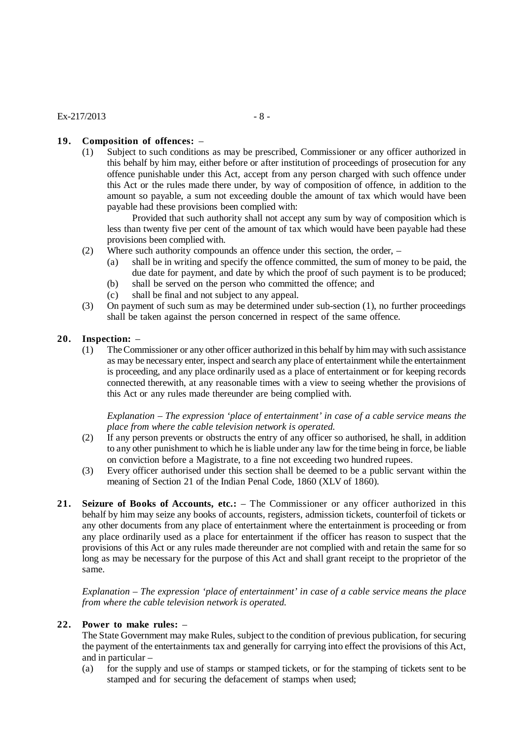**19. Composition of offences:** –

(1) Subject to such conditions as may be prescribed, Commissioner or any officer authorized in this behalf by him may, either before or after institution of proceedings of prosecution for any offence punishable under this Act, accept from any person charged with such offence under this Act or the rules made there under, by way of composition of offence, in addition to the amount so payable, a sum not exceeding double the amount of tax which would have been payable had these provisions been complied with:

Provided that such authority shall not accept any sum by way of composition which is less than twenty five per cent of the amount of tax which would have been payable had these provisions been complied with.

(2) Where such authority compounds an offence under this section, the order, –

(a) shall be in writing and specify the offence committed, the sum of money to be paid, the due date for payment, and date by which the proof of such payment is to be produced;

(b) shall be served on the person who committed the offence; and

(c) shall be final and not subject to any appeal.

(3) On payment of such sum as may be determined under sub-section (1), no further proceedings shall be taken against the person concerned in respect of the same offence.

**20. Inspection:** –

(1) The Commissioner or any other officer authorized in this behalf by him may with such assistance as may be necessary enter, inspect and search any place of entertainment while the entertainment is proceeding, and any place ordinarily used as a place of entertainment or for keeping records connected therewith, at any reasonable times with a view to seeing whether the provisions of this Act or any rules made thereunder are being complied with.

*Explanation – The expression 'place of entertainment' in case of a cable service means the place from where the cable television network is operated.*

(2) If any person prevents or obstructs the entry of any officer so authorised, he shall, in addition to any other punishment to which he is liable under any law for the time being in force, be liable on conviction before a Magistrate, to a fine not exceeding two hundred rupees.

(3) Every officer authorised under this section shall be deemed to be a public servant within the meaning of Section 21 of the Indian Penal Code, 1860 (XLV of 1860).

**21. Seizure of Books of Accounts, etc.:** – The Commissioner or any officer authorized in this behalf by him may seize any books of accounts, registers, admission tickets, counterfoil of tickets or any other documents from any place of entertainment where the entertainment is proceeding or from any place ordinarily used as a place for entertainment if the officer has reason to suspect that the provisions of this Act or any rules made thereunder are not complied with and retain the same for so long as may be necessary for the purpose of this Act and shall grant receipt to the proprietor of the same.

*Explanation – The expression 'place of entertainment' in case of a cable service means the place from where the cable television network is operated.*

**22. Power to make rules:** –

The State Government may make Rules, subject to the condition of previous publication, for securing the payment of the entertainments tax and generally for carrying into effect the provisions of this Act, and in particular –

(a) for the supply and use of stamps or stamped tickets, or for the stamping of tickets sent to be stamped and for securing the defacement of stamps when used;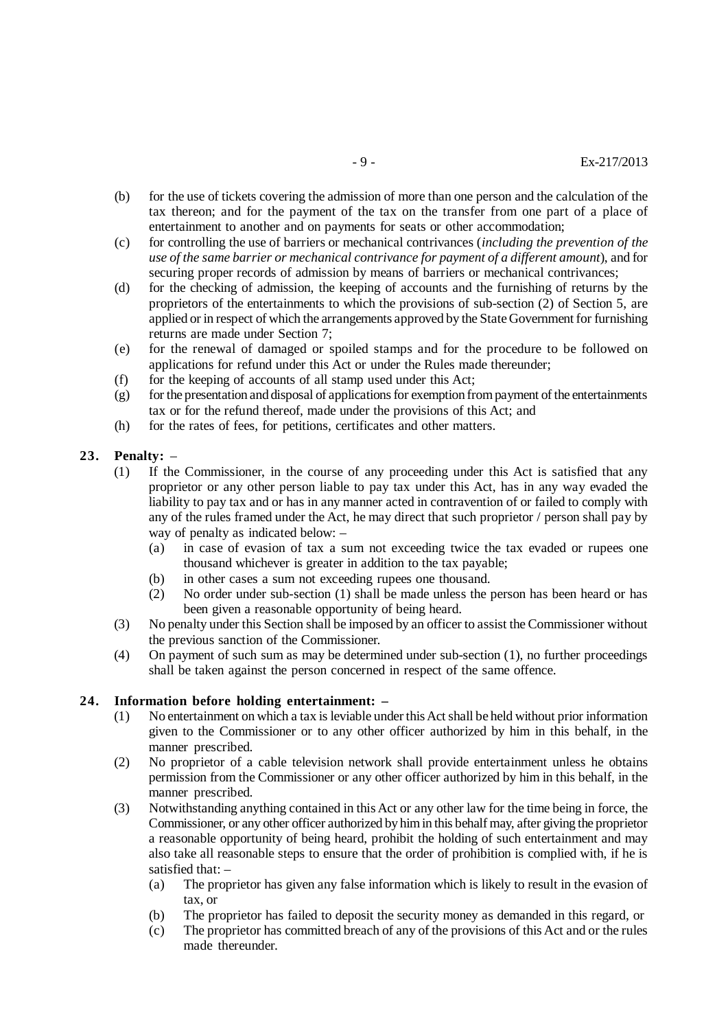(b) for the use of tickets covering the admission of more than one person and the calculation of the tax thereon; and for the payment of the tax on the transfer from one part of a place of entertainment to another and on payments for seats or other accommodation;

(c) for controlling the use of barriers or mechanical contrivances (*including the prevention of the use of the same barrier or mechanical contrivance for payment of a different amount*), and for securing proper records of admission by means of barriers or mechanical contrivances;

(d) for the checking of admission, the keeping of accounts and the furnishing of returns by the proprietors of the entertainments to which the provisions of sub-section (2) of Section 5, are applied or in respect of which the arrangements approved by the State Government for furnishing returns are made under Section 7;

(e) for the renewal of damaged or spoiled stamps and for the procedure to be followed on applications for refund under this Act or under the Rules made thereunder;

(f) for the keeping of accounts of all stamp used under this Act;

(g) for the presentation and disposal of applications for exemption from payment of the entertainments tax or for the refund thereof, made under the provisions of this Act; and

(h) for the rates of fees, for petitions, certificates and other matters.

**23. Penalty:** –

(1) If the Commissioner, in the course of any proceeding under this Act is satisfied that any proprietor or any other person liable to pay tax under this Act, has in any way evaded the liability to pay tax and or has in any manner acted in contravention of or failed to comply with any of the rules framed under the Act, he may direct that such proprietor / person shall pay by way of penalty as indicated below: –

  (a) in case of evasion of tax a sum not exceeding twice the tax evaded or rupees one thousand whichever is greater in addition to the tax payable;

  (b) in other cases a sum not exceeding rupees one thousand.

  (2) No order under sub-section (1) shall be made unless the person has been heard or has been given a reasonable opportunity of being heard.

(3) No penalty under this Section shall be imposed by an officer to assist the Commissioner without the previous sanction of the Commissioner.

(4) On payment of such sum as may be determined under sub-section (1), no further proceedings shall be taken against the person concerned in respect of the same offence.

**24. Information before holding entertainment: –**

(1) No entertainment on which a tax is leviable under this Act shall be held without prior information given to the Commissioner or to any other officer authorized by him in this behalf, in the manner prescribed.

(2) No proprietor of a cable television network shall provide entertainment unless he obtains permission from the Commissioner or any other officer authorized by him in this behalf, in the manner prescribed.

(3) Notwithstanding anything contained in this Act or any other law for the time being in force, the Commissioner, or any other officer authorized by him in this behalf may, after giving the proprietor a reasonable opportunity of being heard, prohibit the holding of such entertainment and may also take all reasonable steps to ensure that the order of prohibition is complied with, if he is satisfied that: –

  (a) The proprietor has given any false information which is likely to result in the evasion of tax, or

  (b) The proprietor has failed to deposit the security money as demanded in this regard, or

  (c) The proprietor has committed breach of any of the provisions of this Act and or the rules made thereunder.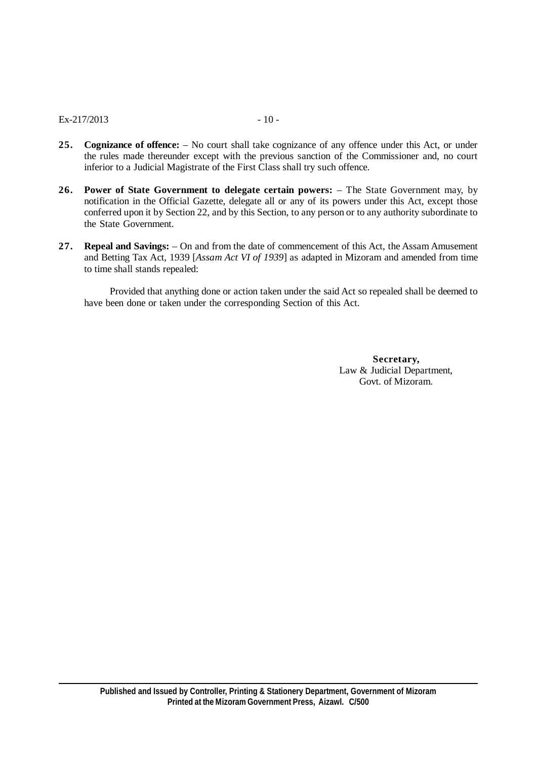**25. Cognizance of offence:** – No court shall take cognizance of any offence under this Act, or under the rules made thereunder except with the previous sanction of the Commissioner and, no court inferior to a Judicial Magistrate of the First Class shall try such offence.

**26. Power of State Government to delegate certain powers:** – The State Government may, by notification in the Official Gazette, delegate all or any of its powers under this Act, except those conferred upon it by Section 22, and by this Section, to any person or to any authority subordinate to the State Government.

**27. Repeal and Savings:** – On and from the date of commencement of this Act, the Assam Amusement and Betting Tax Act, 1939 [*Assam Act VI of 1939*] as adapted in Mizoram and amended from time to time shall stands repealed:

Provided that anything done or action taken under the said Act so repealed shall be deemed to have been done or taken under the corresponding Section of this Act.

**Secretary,**
Law & Judicial Department,
Govt. of Mizoram.

---

**Published and Issued by Controller, Printing & Stationery Department, Government of Mizoram**
**Printed at the Mizoram Government Press, Aizawl. C/500**